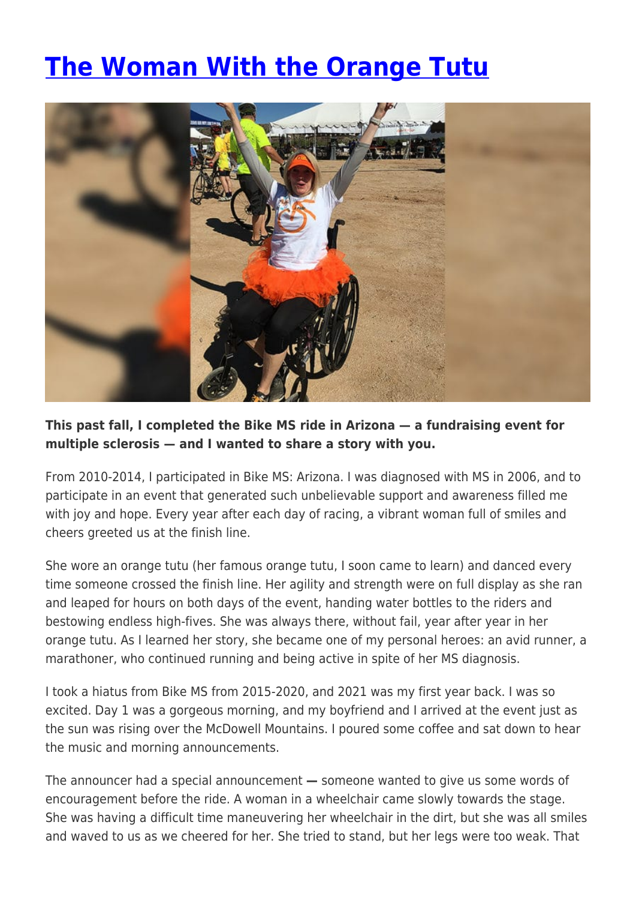# The Woman With the Orange Tutu

**This past fall, I completed the Bike MS ride in Arizona — a fundraising event for multiple sclerosis — and I wanted to share a story with you.**

From 2010-2014, I participated in Bike MS: Arizona. I was diagnosed with MS in 2006, and to participate in an event that generated such unbelievable support and awareness filled me with joy and hope. Every year after each day of racing, a vibrant woman full of smiles and cheers greeted us at the finish line.

She wore an orange tutu (her famous orange tutu, I soon came to learn) and danced every time someone crossed the finish line. Her agility and strength were on full display as she ran and leaped for hours on both days of the event, handing water bottles to the riders and bestowing endless high-fives. She was always there, without fail, year after year in her orange tutu. As I learned her story, she became one of my personal heroes: an avid runner, a marathoner, who continued running and being active in spite of her MS diagnosis.

I took a hiatus from Bike MS from 2015-2020, and 2021 was my first year back. I was so excited. Day 1 was a gorgeous morning, and my boyfriend and I arrived at the event just as the sun was rising over the McDowell Mountains. I poured some coffee and sat down to hear the music and morning announcements.

The announcer had a special announcement — someone wanted to give us some words of encouragement before the ride. A woman in a wheelchair came slowly towards the stage. She was having a difficult time maneuvering her wheelchair in the dirt, but she was all smiles and waved to us as we cheered for her. She tried to stand, but her legs were too weak. That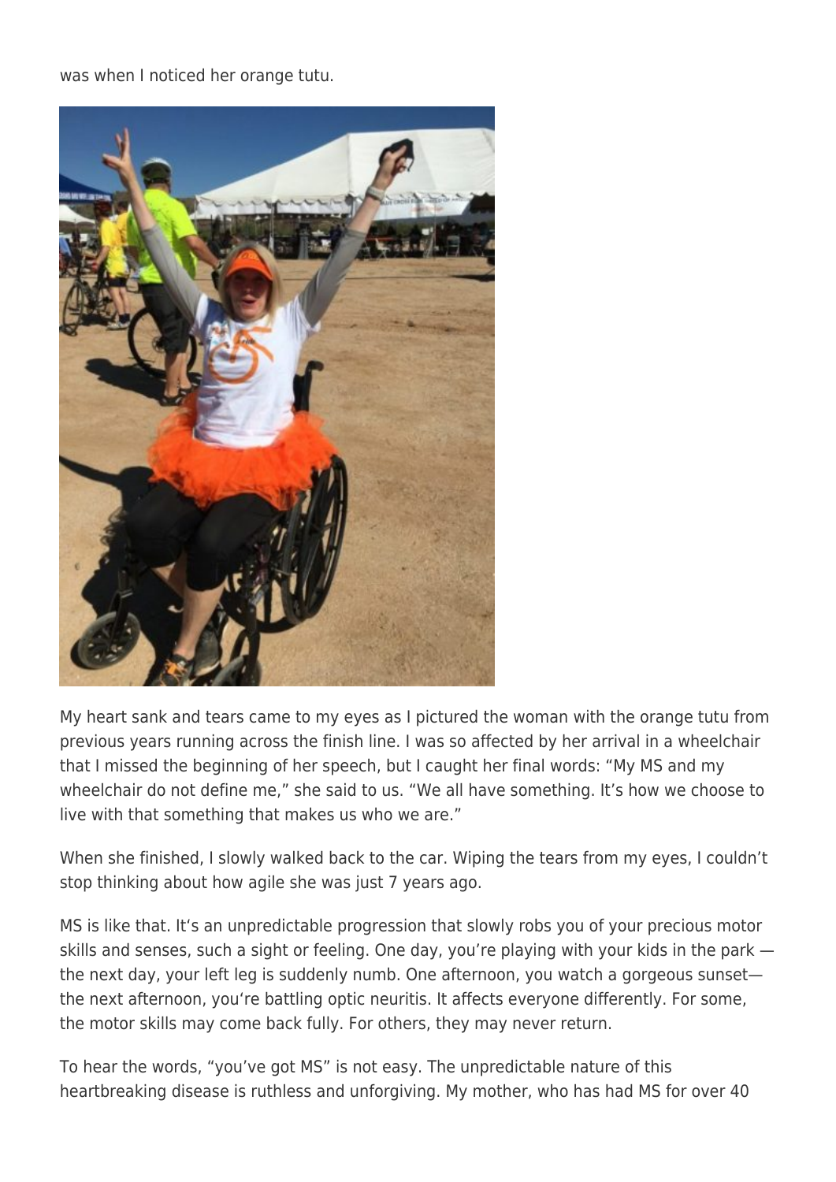was when I noticed her orange tutu.

My heart sank and tears came to my eyes as I pictured the woman with the orange tutu from previous years running across the finish line. I was so affected by her arrival in a wheelchair that I missed the beginning of her speech, but I caught her final words: “My MS and my wheelchair do not define me,” she said to us. “We all have something. It’s how we choose to live with that something that makes us who we are.”

When she finished, I slowly walked back to the car. Wiping the tears from my eyes, I couldn’t stop thinking about how agile she was just 7 years ago.

MS is like that. It‘s an unpredictable progression that slowly robs you of your precious motor skills and senses, such a sight or feeling. One day, you’re playing with your kids in the park — the next day, your left leg is suddenly numb. One afternoon, you watch a gorgeous sunset— the next afternoon, you‘re battling optic neuritis. It affects everyone differently. For some, the motor skills may come back fully. For others, they may never return.

To hear the words, “you’ve got MS” is not easy. The unpredictable nature of this heartbreaking disease is ruthless and unforgiving. My mother, who has had MS for over 40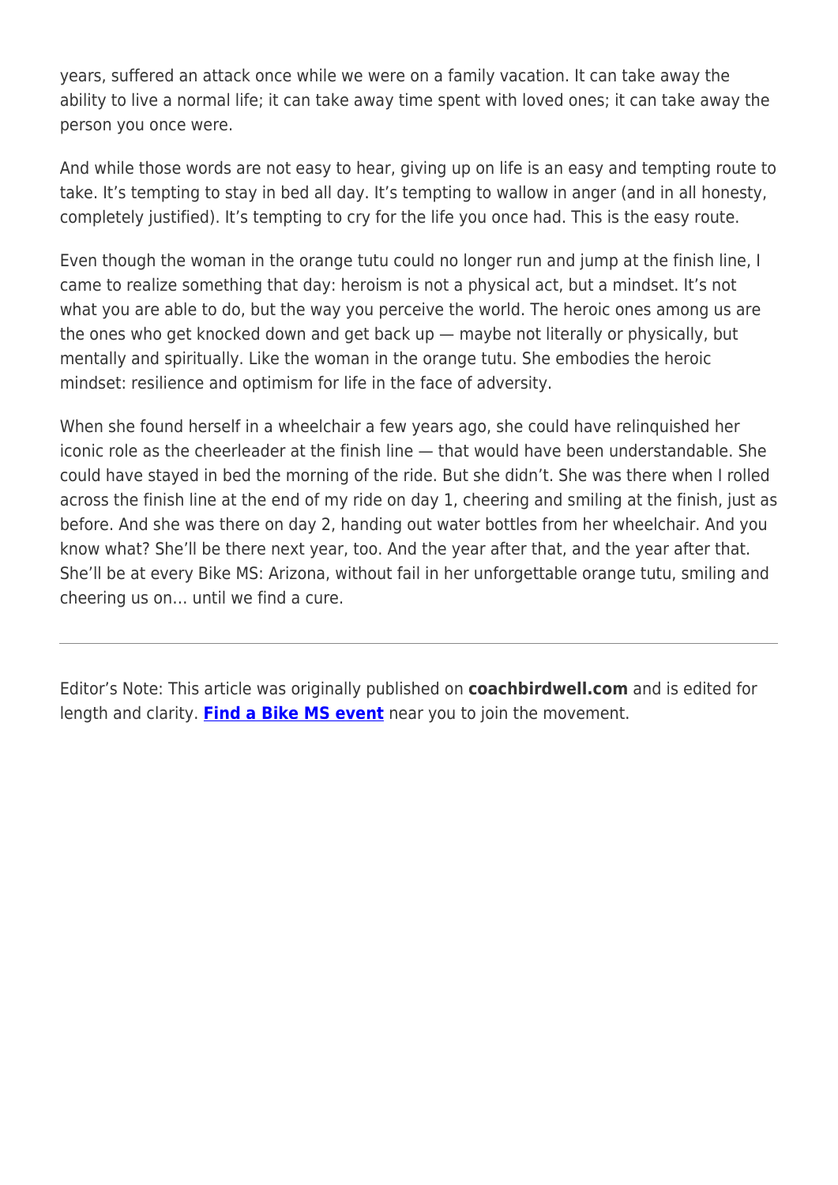years, suffered an attack once while we were on a family vacation. It can take away the ability to live a normal life; it can take away time spent with loved ones; it can take away the person you once were.

And while those words are not easy to hear, giving up on life is an easy and tempting route to take. It's tempting to stay in bed all day. It's tempting to wallow in anger (and in all honesty, completely justified). It's tempting to cry for the life you once had. This is the easy route.

Even though the woman in the orange tutu could no longer run and jump at the finish line, I came to realize something that day: heroism is not a physical act, but a mindset. It's not what you are able to do, but the way you perceive the world. The heroic ones among us are the ones who get knocked down and get back up — maybe not literally or physically, but mentally and spiritually. Like the woman in the orange tutu. She embodies the heroic mindset: resilience and optimism for life in the face of adversity.

When she found herself in a wheelchair a few years ago, she could have relinquished her iconic role as the cheerleader at the finish line — that would have been understandable. She could have stayed in bed the morning of the ride. But she didn't. She was there when I rolled across the finish line at the end of my ride on day 1, cheering and smiling at the finish, just as before. And she was there on day 2, handing out water bottles from her wheelchair. And you know what? She'll be there next year, too. And the year after that, and the year after that. She'll be at every Bike MS: Arizona, without fail in her unforgettable orange tutu, smiling and cheering us on… until we find a cure.

---

Editor's Note: This article was originally published on **coachbirdwell.com** and is edited for length and clarity. **Find a Bike MS event** near you to join the movement.